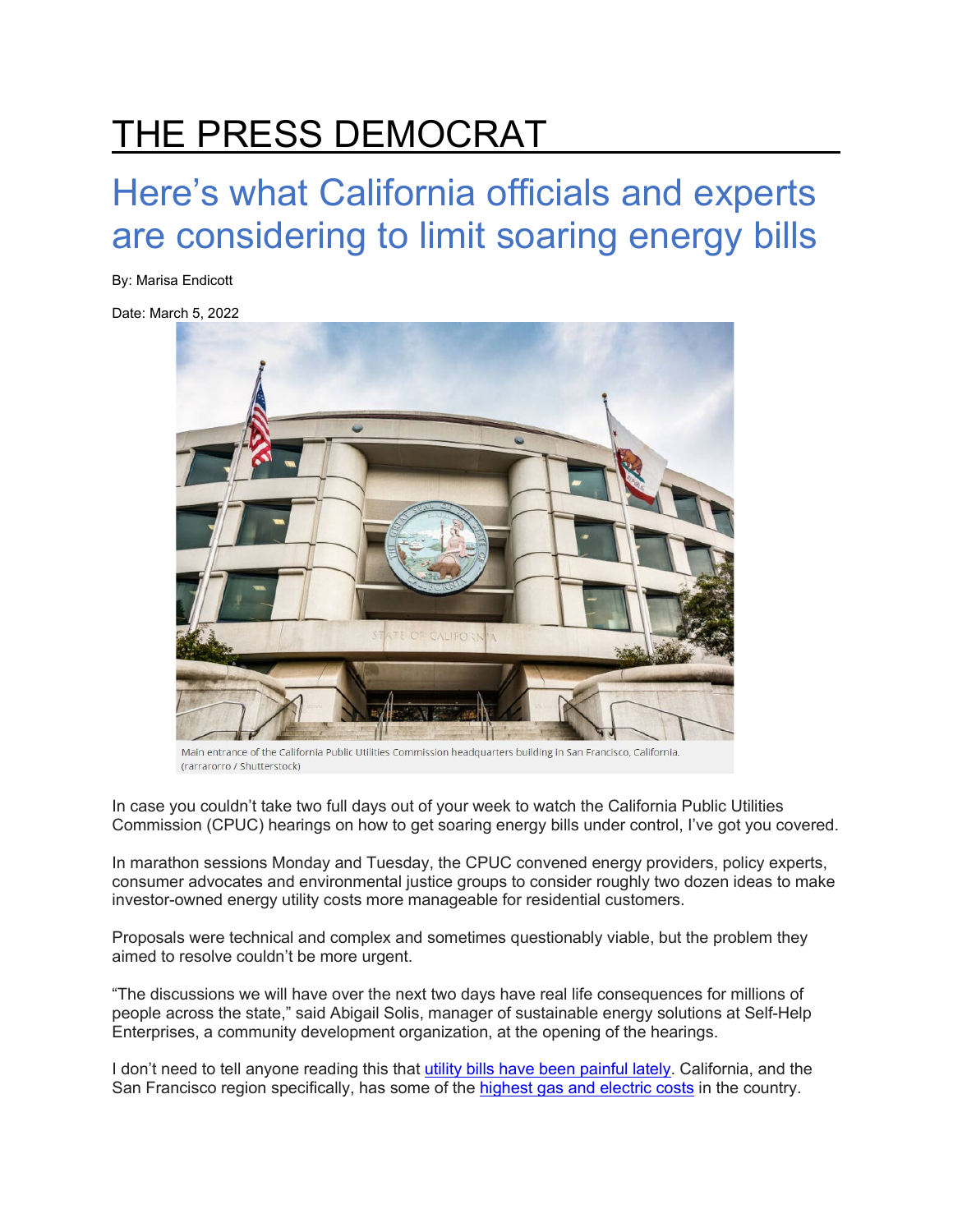# THE PRESS DEMOCRAT

## Here's what California officials and experts are considering to limit soaring energy bills

By: Marisa Endicott

Date: March 5, 2022

Main entrance of the California Public Utilities Commission headquarters building in San Francisco, California. (rarrarorro / Shutterstock)

In case you couldn't take two full days out of your week to watch the California Public Utilities Commission (CPUC) hearings on how to get soaring energy bills under control, I've got you covered.

In marathon sessions Monday and Tuesday, the CPUC convened energy providers, policy experts, consumer advocates and environmental justice groups to consider roughly two dozen ideas to make investor-owned energy utility costs more manageable for residential customers.

Proposals were technical and complex and sometimes questionably viable, but the problem they aimed to resolve couldn't be more urgent.

"The discussions we will have over the next two days have real life consequences for millions of people across the state," said Abigail Solis, manager of sustainable energy solutions at Self-Help Enterprises, a community development organization, at the opening of the hearings.

I don't need to tell anyone reading this that utility bills have been painful lately. California, and the San Francisco region specifically, has some of the highest gas and electric costs in the country.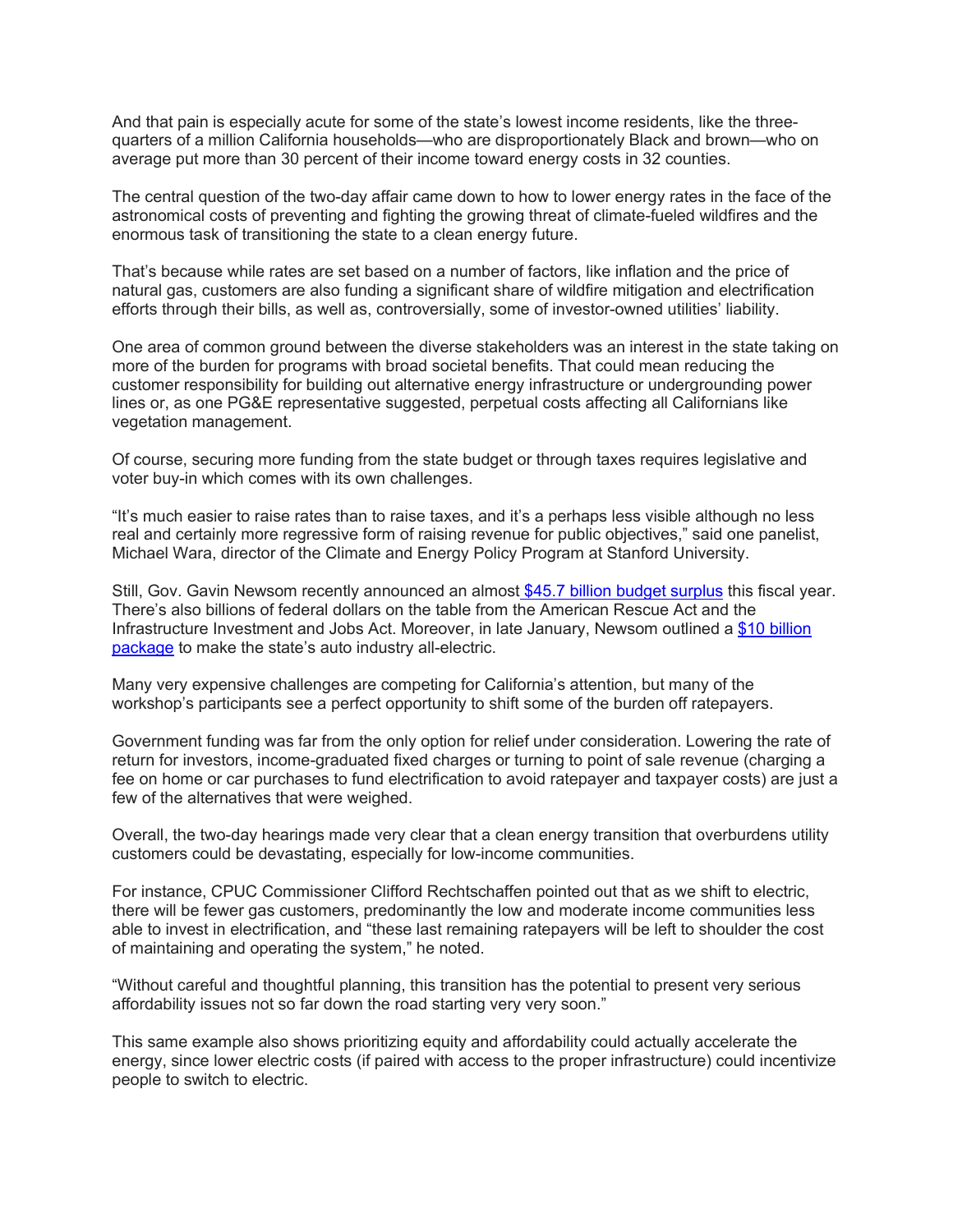And that pain is especially acute for some of the state's lowest income residents, like the three-quarters of a million California households—who are disproportionately Black and brown—who on average put more than 30 percent of their income toward energy costs in 32 counties.

The central question of the two-day affair came down to how to lower energy rates in the face of the astronomical costs of preventing and fighting the growing threat of climate-fueled wildfires and the enormous task of transitioning the state to a clean energy future.

That's because while rates are set based on a number of factors, like inflation and the price of natural gas, customers are also funding a significant share of wildfire mitigation and electrification efforts through their bills, as well as, controversially, some of investor-owned utilities' liability.

One area of common ground between the diverse stakeholders was an interest in the state taking on more of the burden for programs with broad societal benefits. That could mean reducing the customer responsibility for building out alternative energy infrastructure or undergrounding power lines or, as one PG&E representative suggested, perpetual costs affecting all Californians like vegetation management.

Of course, securing more funding from the state budget or through taxes requires legislative and voter buy-in which comes with its own challenges.

"It's much easier to raise rates than to raise taxes, and it's a perhaps less visible although no less real and certainly more regressive form of raising revenue for public objectives," said one panelist, Michael Wara, director of the Climate and Energy Policy Program at Stanford University.

Still, Gov. Gavin Newsom recently announced an almost [$45.7 billion budget surplus] this fiscal year. There's also billions of federal dollars on the table from the American Rescue Act and the Infrastructure Investment and Jobs Act. Moreover, in late January, Newsom outlined a [$10 billion package] to make the state's auto industry all-electric.

Many very expensive challenges are competing for California's attention, but many of the workshop's participants see a perfect opportunity to shift some of the burden off ratepayers.

Government funding was far from the only option for relief under consideration. Lowering the rate of return for investors, income-graduated fixed charges or turning to point of sale revenue (charging a fee on home or car purchases to fund electrification to avoid ratepayer and taxpayer costs) are just a few of the alternatives that were weighed.

Overall, the two-day hearings made very clear that a clean energy transition that overburdens utility customers could be devastating, especially for low-income communities.

For instance, CPUC Commissioner Clifford Rechtschaffen pointed out that as we shift to electric, there will be fewer gas customers, predominantly the low and moderate income communities less able to invest in electrification, and "these last remaining ratepayers will be left to shoulder the cost of maintaining and operating the system," he noted.

"Without careful and thoughtful planning, this transition has the potential to present very serious affordability issues not so far down the road starting very very soon."

This same example also shows prioritizing equity and affordability could actually accelerate the energy, since lower electric costs (if paired with access to the proper infrastructure) could incentivize people to switch to electric.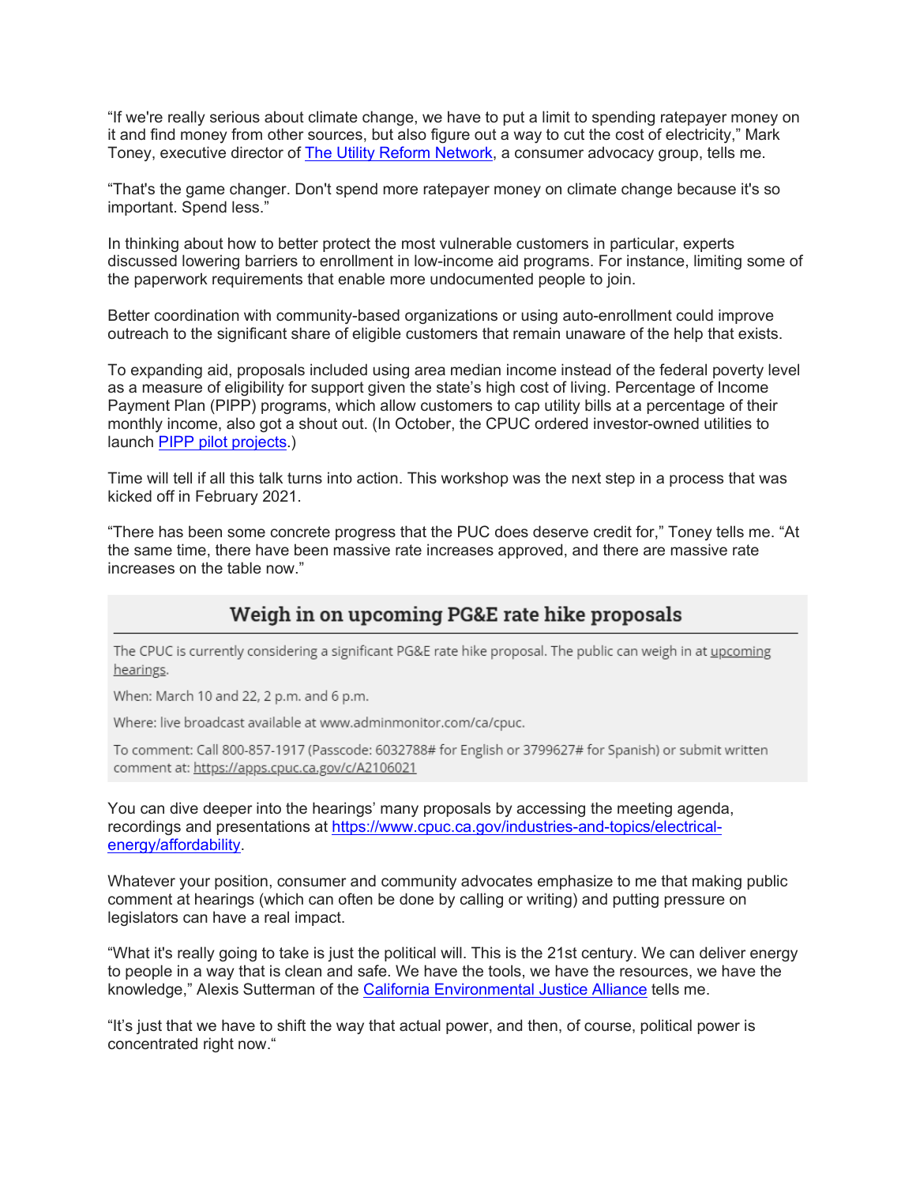"If we're really serious about climate change, we have to put a limit to spending ratepayer money on it and find money from other sources, but also figure out a way to cut the cost of electricity," Mark Toney, executive director of [The Utility Reform Network](), a consumer advocacy group, tells me.

"That's the game changer. Don't spend more ratepayer money on climate change because it's so important. Spend less."

In thinking about how to better protect the most vulnerable customers in particular, experts discussed lowering barriers to enrollment in low-income aid programs. For instance, limiting some of the paperwork requirements that enable more undocumented people to join.

Better coordination with community-based organizations or using auto-enrollment could improve outreach to the significant share of eligible customers that remain unaware of the help that exists.

To expanding aid, proposals included using area median income instead of the federal poverty level as a measure of eligibility for support given the state's high cost of living. Percentage of Income Payment Plan (PIPP) programs, which allow customers to cap utility bills at a percentage of their monthly income, also got a shout out. (In October, the CPUC ordered investor-owned utilities to launch PIPP pilot projects.)

Time will tell if all this talk turns into action. This workshop was the next step in a process that was kicked off in February 2021.

"There has been some concrete progress that the PUC does deserve credit for," Toney tells me. "At the same time, there have been massive rate increases approved, and there are massive rate increases on the table now."

## Weigh in on upcoming PG&E rate hike proposals

The CPUC is currently considering a significant PG&E rate hike proposal. The public can weigh in at upcoming hearings.

When: March 10 and 22, 2 p.m. and 6 p.m.

Where: live broadcast available at www.adminmonitor.com/ca/cpuc.

To comment: Call 800-857-1917 (Passcode: 6032788# for English or 3799627# for Spanish) or submit written comment at: https://apps.cpuc.ca.gov/c/A2106021

You can dive deeper into the hearings' many proposals by accessing the meeting agenda, recordings and presentations at https://www.cpuc.ca.gov/industries-and-topics/electrical-energy/affordability.

Whatever your position, consumer and community advocates emphasize to me that making public comment at hearings (which can often be done by calling or writing) and putting pressure on legislators can have a real impact.

"What it's really going to take is just the political will. This is the 21st century. We can deliver energy to people in a way that is clean and safe. We have the tools, we have the resources, we have the knowledge," Alexis Sutterman of the California Environmental Justice Alliance tells me.

"It's just that we have to shift the way that actual power, and then, of course, political power is concentrated right now."